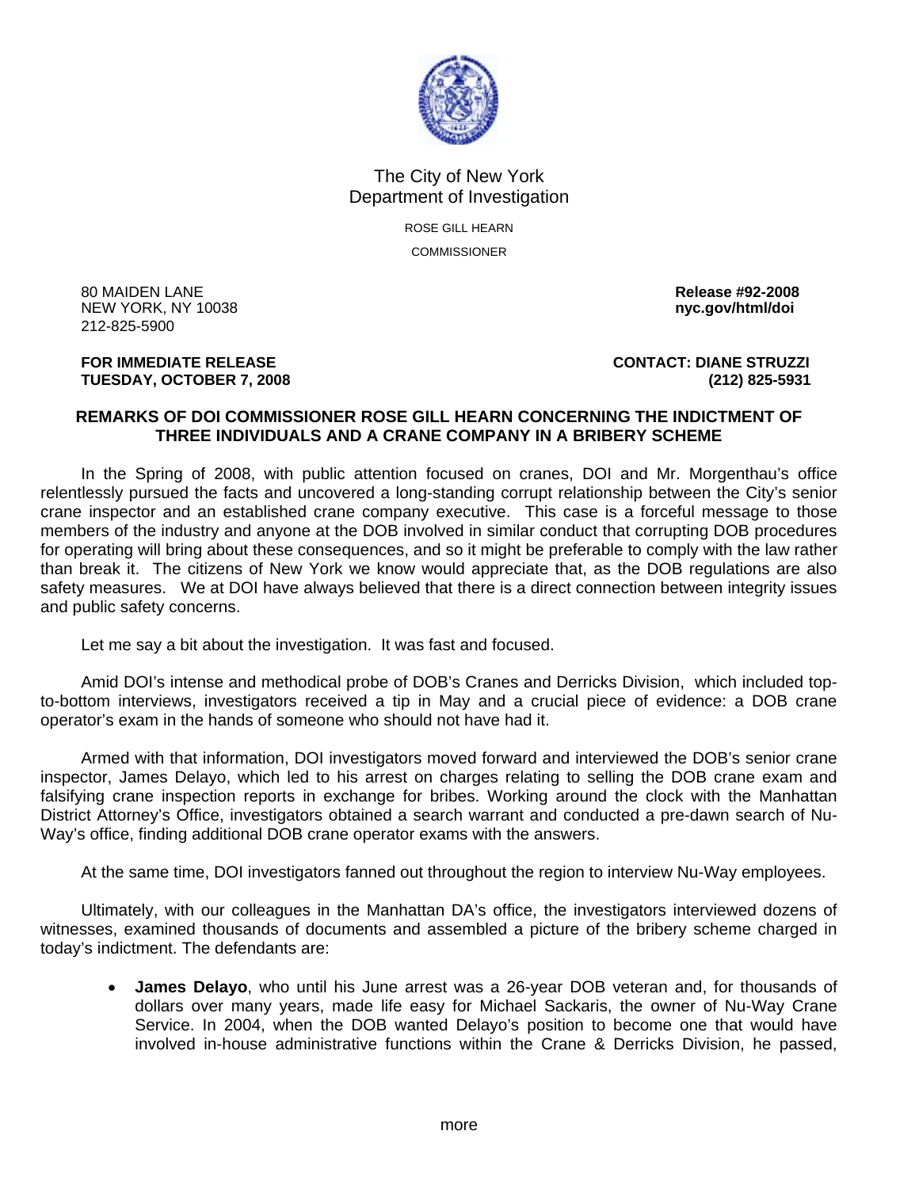The City of New York
Department of Investigation

ROSE GILL HEARN

COMMISSIONER

80 MAIDEN LANE
NEW YORK, NY 10038
212-825-5900

**Release #92-2008**
**nyc.gov/html/doi**

**FOR IMMEDIATE RELEASE**
**TUESDAY, OCTOBER 7, 2008**

**CONTACT: DIANE STRUZZI**
**(212) 825-5931**

**REMARKS OF DOI COMMISSIONER ROSE GILL HEARN CONCERNING THE INDICTMENT OF THREE INDIVIDUALS AND A CRANE COMPANY IN A BRIBERY SCHEME**

In the Spring of 2008, with public attention focused on cranes, DOI and Mr. Morgenthau's office relentlessly pursued the facts and uncovered a long-standing corrupt relationship between the City's senior crane inspector and an established crane company executive. This case is a forceful message to those members of the industry and anyone at the DOB involved in similar conduct that corrupting DOB procedures for operating will bring about these consequences, and so it might be preferable to comply with the law rather than break it. The citizens of New York we know would appreciate that, as the DOB regulations are also safety measures. We at DOI have always believed that there is a direct connection between integrity issues and public safety concerns.

Let me say a bit about the investigation. It was fast and focused.

Amid DOI's intense and methodical probe of DOB's Cranes and Derricks Division, which included top-to-bottom interviews, investigators received a tip in May and a crucial piece of evidence: a DOB crane operator's exam in the hands of someone who should not have had it.

Armed with that information, DOI investigators moved forward and interviewed the DOB's senior crane inspector, James Delayo, which led to his arrest on charges relating to selling the DOB crane exam and falsifying crane inspection reports in exchange for bribes. Working around the clock with the Manhattan District Attorney's Office, investigators obtained a search warrant and conducted a pre-dawn search of Nu-Way's office, finding additional DOB crane operator exams with the answers.

At the same time, DOI investigators fanned out throughout the region to interview Nu-Way employees.

Ultimately, with our colleagues in the Manhattan DA's office, the investigators interviewed dozens of witnesses, examined thousands of documents and assembled a picture of the bribery scheme charged in today's indictment. The defendants are:

- **James Delayo**, who until his June arrest was a 26-year DOB veteran and, for thousands of dollars over many years, made life easy for Michael Sackaris, the owner of Nu-Way Crane Service. In 2004, when the DOB wanted Delayo's position to become one that would have involved in-house administrative functions within the Crane & Derricks Division, he passed,

more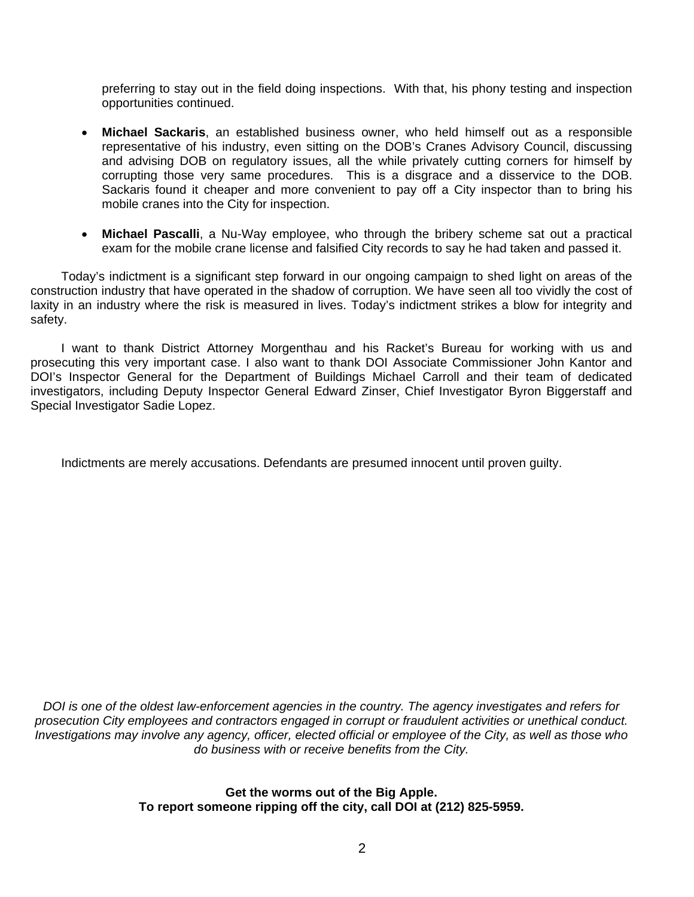preferring to stay out in the field doing inspections. With that, his phony testing and inspection opportunities continued.

- **Michael Sackaris**, an established business owner, who held himself out as a responsible representative of his industry, even sitting on the DOB's Cranes Advisory Council, discussing and advising DOB on regulatory issues, all the while privately cutting corners for himself by corrupting those very same procedures. This is a disgrace and a disservice to the DOB. Sackaris found it cheaper and more convenient to pay off a City inspector than to bring his mobile cranes into the City for inspection.

- **Michael Pascalli**, a Nu-Way employee, who through the bribery scheme sat out a practical exam for the mobile crane license and falsified City records to say he had taken and passed it.

Today's indictment is a significant step forward in our ongoing campaign to shed light on areas of the construction industry that have operated in the shadow of corruption. We have seen all too vividly the cost of laxity in an industry where the risk is measured in lives. Today's indictment strikes a blow for integrity and safety.

I want to thank District Attorney Morgenthau and his Racket's Bureau for working with us and prosecuting this very important case. I also want to thank DOI Associate Commissioner John Kantor and DOI's Inspector General for the Department of Buildings Michael Carroll and their team of dedicated investigators, including Deputy Inspector General Edward Zinser, Chief Investigator Byron Biggerstaff and Special Investigator Sadie Lopez.

Indictments are merely accusations. Defendants are presumed innocent until proven guilty.

*DOI is one of the oldest law-enforcement agencies in the country. The agency investigates and refers for prosecution City employees and contractors engaged in corrupt or fraudulent activities or unethical conduct. Investigations may involve any agency, officer, elected official or employee of the City, as well as those who do business with or receive benefits from the City.*

**Get the worms out of the Big Apple.**
**To report someone ripping off the city, call DOI at (212) 825-5959.**